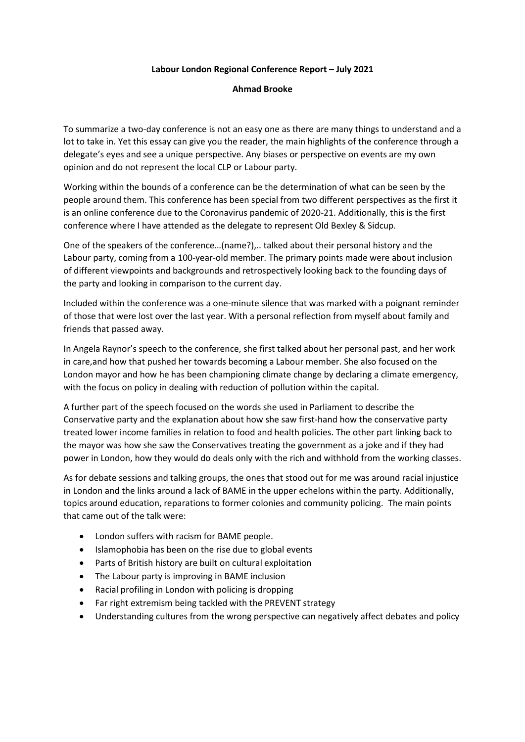**Labour London Regional Conference Report – July 2021**

**Ahmad Brooke**

To summarize a two-day conference is not an easy one as there are many things to understand and a lot to take in. Yet this essay can give you the reader, the main highlights of the conference through a delegate's eyes and see a unique perspective. Any biases or perspective on events are my own opinion and do not represent the local CLP or Labour party.

Working within the bounds of a conference can be the determination of what can be seen by the people around them. This conference has been special from two different perspectives as the first it is an online conference due to the Coronavirus pandemic of 2020-21. Additionally, this is the first conference where I have attended as the delegate to represent Old Bexley & Sidcup.

One of the speakers of the conference…(name?),.. talked about their personal history and the Labour party, coming from a 100-year-old member. The primary points made were about inclusion of different viewpoints and backgrounds and retrospectively looking back to the founding days of the party and looking in comparison to the current day.

Included within the conference was a one-minute silence that was marked with a poignant reminder of those that were lost over the last year. With a personal reflection from myself about family and friends that passed away.

In Angela Raynor's speech to the conference, she first talked about her personal past, and her work in care,and how that pushed her towards becoming a Labour member. She also focused on the London mayor and how he has been championing climate change by declaring a climate emergency, with the focus on policy in dealing with reduction of pollution within the capital.

A further part of the speech focused on the words she used in Parliament to describe the Conservative party and the explanation about how she saw first-hand how the conservative party treated lower income families in relation to food and health policies. The other part linking back to the mayor was how she saw the Conservatives treating the government as a joke and if they had power in London, how they would do deals only with the rich and withhold from the working classes.

As for debate sessions and talking groups, the ones that stood out for me was around racial injustice in London and the links around a lack of BAME in the upper echelons within the party. Additionally, topics around education, reparations to former colonies and community policing. The main points that came out of the talk were:

- London suffers with racism for BAME people.
- Islamophobia has been on the rise due to global events
- Parts of British history are built on cultural exploitation
- The Labour party is improving in BAME inclusion
- Racial profiling in London with policing is dropping
- Far right extremism being tackled with the PREVENT strategy
- Understanding cultures from the wrong perspective can negatively affect debates and policy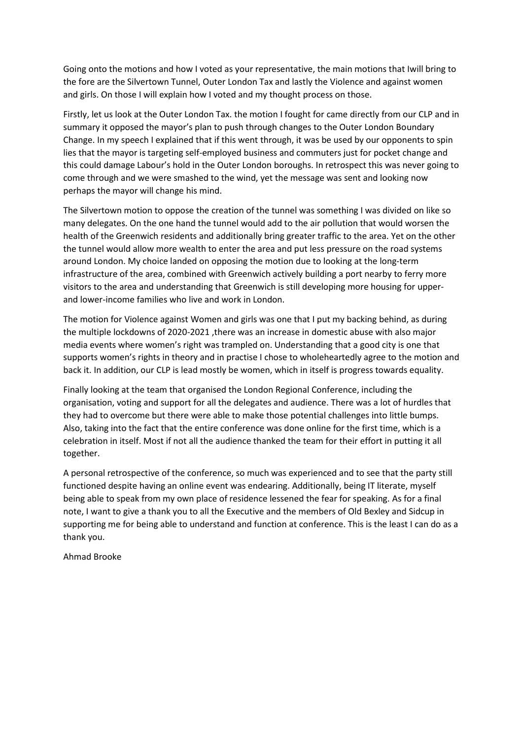Going onto the motions and how I voted as your representative, the main motions that Iwill bring to the fore are the Silvertown Tunnel, Outer London Tax and lastly the Violence and against women and girls. On those I will explain how I voted and my thought process on those.

Firstly, let us look at the Outer London Tax. the motion I fought for came directly from our CLP and in summary it opposed the mayor's plan to push through changes to the Outer London Boundary Change. In my speech I explained that if this went through, it was be used by our opponents to spin lies that the mayor is targeting self-employed business and commuters just for pocket change and this could damage Labour's hold in the Outer London boroughs. In retrospect this was never going to come through and we were smashed to the wind, yet the message was sent and looking now perhaps the mayor will change his mind.

The Silvertown motion to oppose the creation of the tunnel was something I was divided on like so many delegates. On the one hand the tunnel would add to the air pollution that would worsen the health of the Greenwich residents and additionally bring greater traffic to the area. Yet on the other the tunnel would allow more wealth to enter the area and put less pressure on the road systems around London. My choice landed on opposing the motion due to looking at the long-term infrastructure of the area, combined with Greenwich actively building a port nearby to ferry more visitors to the area and understanding that Greenwich is still developing more housing for upper- and lower-income families who live and work in London.

The motion for Violence against Women and girls was one that I put my backing behind, as during the multiple lockdowns of 2020-2021 ,there was an increase in domestic abuse with also major media events where women's right was trampled on. Understanding that a good city is one that supports women's rights in theory and in practise I chose to wholeheartedly agree to the motion and back it. In addition, our CLP is lead mostly be women, which in itself is progress towards equality.

Finally looking at the team that organised the London Regional Conference, including the organisation, voting and support for all the delegates and audience. There was a lot of hurdles that they had to overcome but there were able to make those potential challenges into little bumps. Also, taking into the fact that the entire conference was done online for the first time, which is a celebration in itself. Most if not all the audience thanked the team for their effort in putting it all together.

A personal retrospective of the conference, so much was experienced and to see that the party still functioned despite having an online event was endearing. Additionally, being IT literate, myself being able to speak from my own place of residence lessened the fear for speaking. As for a final note, I want to give a thank you to all the Executive and the members of Old Bexley and Sidcup in supporting me for being able to understand and function at conference. This is the least I can do as a thank you.

Ahmad Brooke